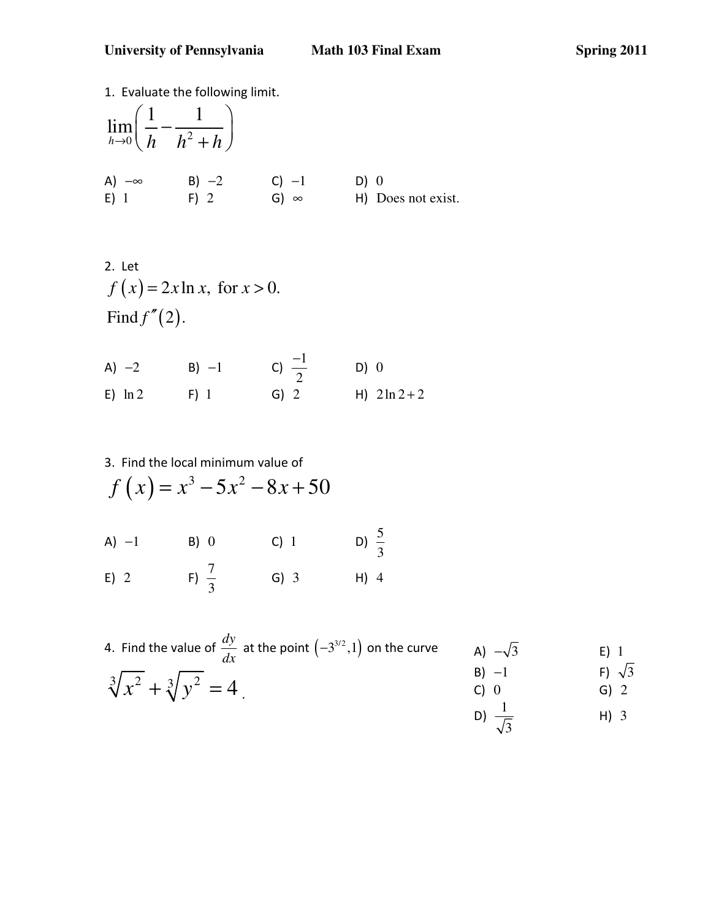# University of Pennsylvania — Math 103 Final Exam — Spring 2011

1. Evaluate the following limit.

$$\lim_{h \to 0} \left( \frac{1}{h} - \frac{1}{h^2 + h} \right)$$

A) $-\infty$  B) $-2$  C) $-1$  D) $0$
E) $1$  F) $2$  G) $\infty$  H) Does not exist.

2. Let

$$f(x) = 2x \ln x, \text{ for } x > 0.$$

$$\text{Find } f''(2).$$

A) $-2$  B) $-1$  C) $\frac{-1}{2}$  D) $0$
E) $\ln 2$  F) $1$  G) $2$  H) $2\ln 2 + 2$

3. Find the local minimum value of

$$f(x) = x^3 - 5x^2 - 8x + 50$$

A) $-1$  B) $0$  C) $1$  D) $\frac{5}{3}$
E) $2$  F) $\frac{7}{3}$  G) $3$  H) $4$

4. Find the value of $\frac{dy}{dx}$ at the point $\left(-3^{3/2}, 1\right)$ on the curve

$$\sqrt[3]{x^2} + \sqrt[3]{y^2} = 4.$$

A) $-\sqrt{3}$  E) $1$
B) $-1$  F) $\sqrt{3}$
C) $0$  G) $2$
D) $\frac{1}{\sqrt{3}}$  H) $3$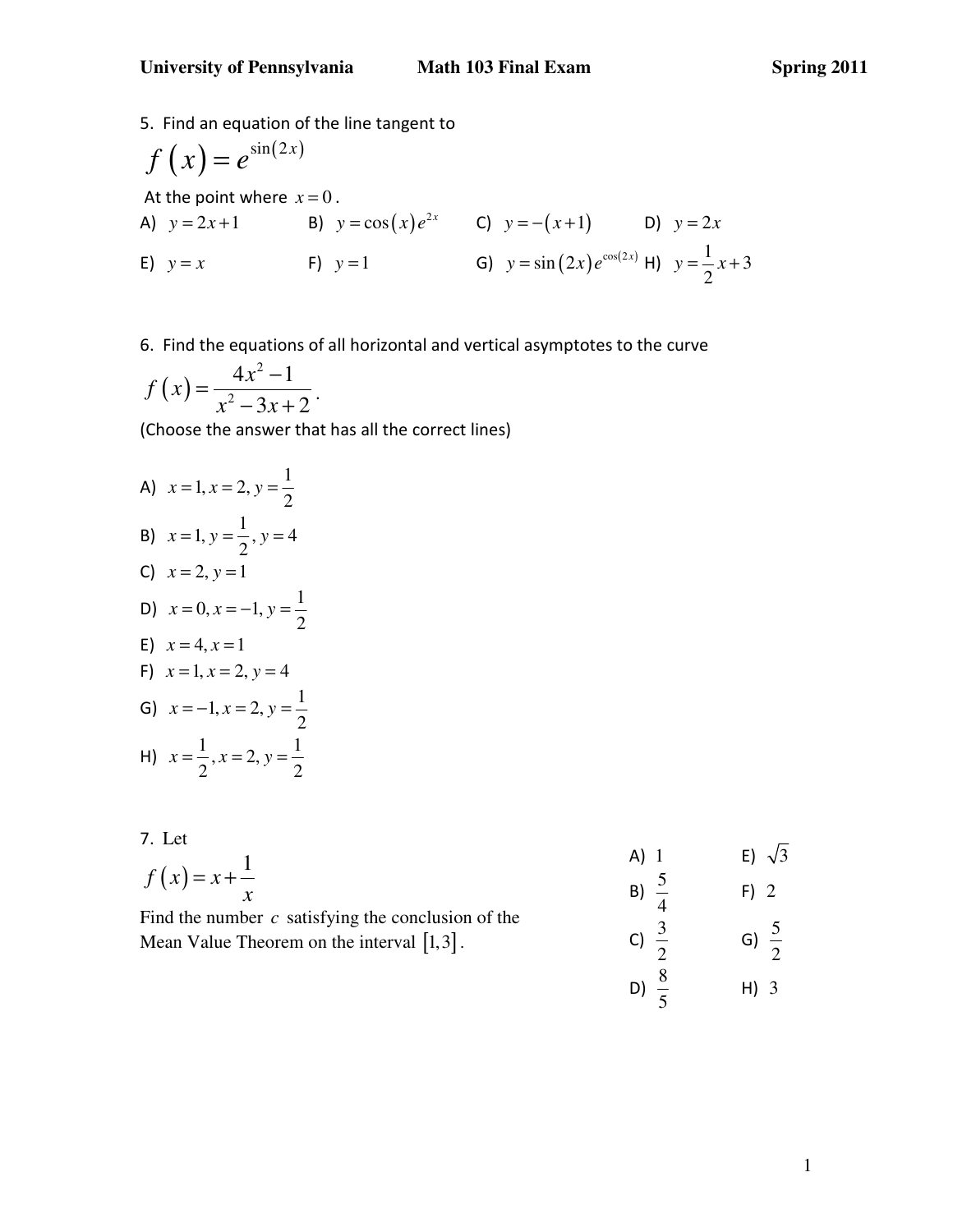5. Find an equation of the line tangent to

$$f(x) = e^{\sin(2x)}$$

At the point where $x = 0$.

A) $y = 2x + 1$ B) $y = \cos(x)e^{2x}$ C) $y = -(x+1)$ D) $y = 2x$

E) $y = x$ F) $y = 1$ G) $y = \sin(2x)e^{\cos(2x)}$ H) $y = \frac{1}{2}x + 3$

6. Find the equations of all horizontal and vertical asymptotes to the curve

$$f(x) = \frac{4x^2 - 1}{x^2 - 3x + 2}.$$

(Choose the answer that has all the correct lines)

A) $x = 1, x = 2, y = \frac{1}{2}$

B) $x = 1, y = \frac{1}{2}, y = 4$

C) $x = 2, y = 1$

D) $x = 0, x = -1, y = \frac{1}{2}$

E) $x = 4, x = 1$

F) $x = 1, x = 2, y = 4$

G) $x = -1, x = 2, y = \frac{1}{2}$

H) $x = \frac{1}{2}, x = 2, y = \frac{1}{2}$

7. Let

$$f(x) = x + \frac{1}{x}$$

Find the number $c$ satisfying the conclusion of the Mean Value Theorem on the interval $[1, 3]$.

A) $1$

B) $\frac{5}{4}$

C) $\frac{3}{2}$

D) $\frac{8}{5}$

E) $\sqrt{3}$

F) $2$

G) $\frac{5}{2}$

H) $3$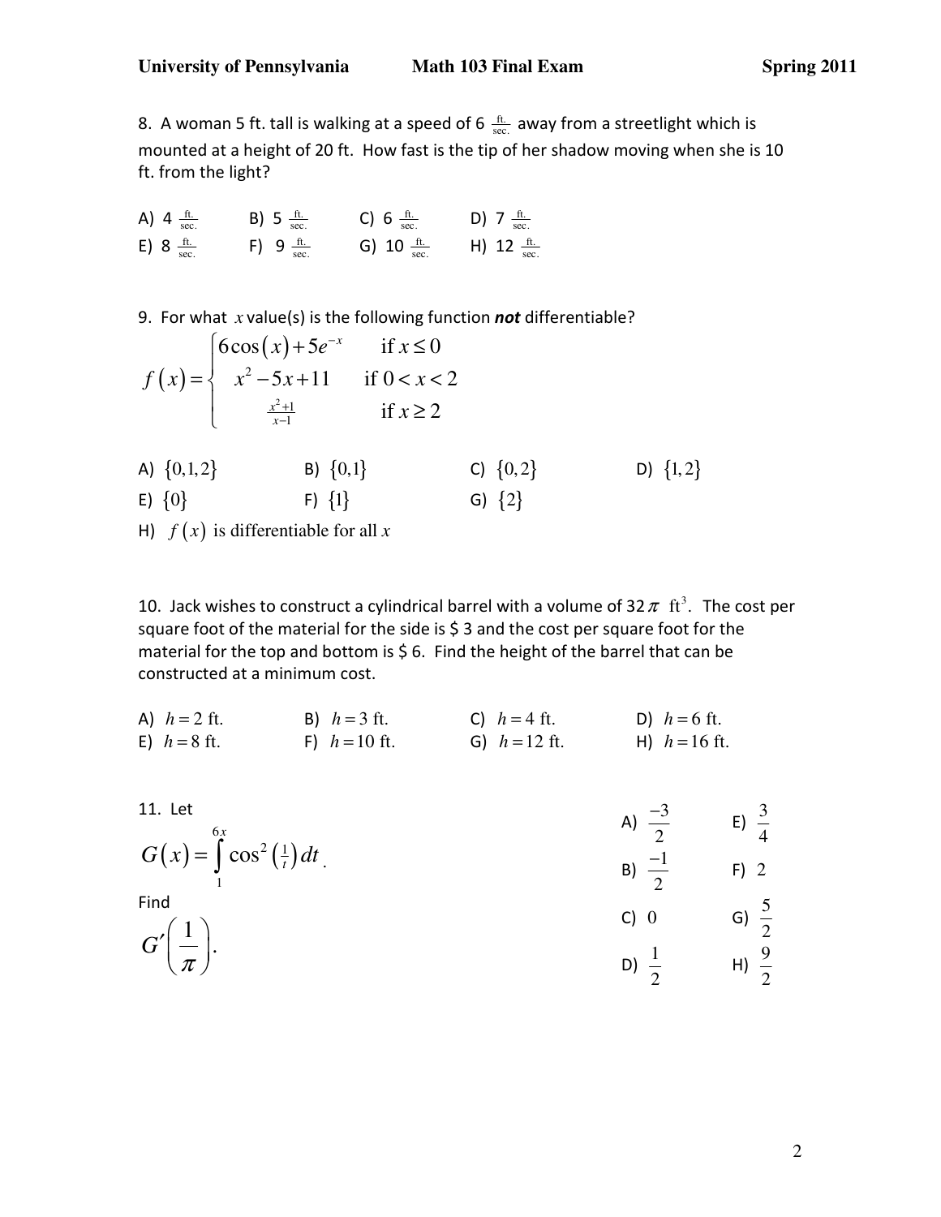8. A woman 5 ft. tall is walking at a speed of 6 $\frac{\text{ft.}}{\text{sec.}}$ away from a streetlight which is mounted at a height of 20 ft. How fast is the tip of her shadow moving when she is 10 ft. from the light?

A) 4 $\frac{\text{ft.}}{\text{sec.}}$ B) 5 $\frac{\text{ft.}}{\text{sec.}}$ C) 6 $\frac{\text{ft.}}{\text{sec.}}$ D) 7 $\frac{\text{ft.}}{\text{sec.}}$
E) 8 $\frac{\text{ft.}}{\text{sec.}}$ F) 9 $\frac{\text{ft.}}{\text{sec.}}$ G) 10 $\frac{\text{ft.}}{\text{sec.}}$ H) 12 $\frac{\text{ft.}}{\text{sec.}}$

9. For what $x$ value(s) is the following function ***not*** differentiable?

$$f(x)=\begin{cases} 6\cos(x)+5e^{-x} & \text{if } x\le 0 \\ x^2-5x+11 & \text{if } 0<x<2 \\ \frac{x^2+1}{x-1} & \text{if } x\ge 2 \end{cases}$$

A) $\{0,1,2\}$ B) $\{0,1\}$ C) $\{0,2\}$ D) $\{1,2\}$
E) $\{0\}$ F) $\{1\}$ G) $\{2\}$
H) $f(x)$ is differentiable for all $x$

10. Jack wishes to construct a cylindrical barrel with a volume of $32\pi$ ft$^3$. The cost per square foot of the material for the side is \$ 3 and the cost per square foot for the material for the top and bottom is \$ 6. Find the height of the barrel that can be constructed at a minimum cost.

A) $h=2$ ft. B) $h=3$ ft. C) $h=4$ ft. D) $h=6$ ft.
E) $h=8$ ft. F) $h=10$ ft. G) $h=12$ ft. H) $h=16$ ft.

11. Let

$$G(x)=\int_1^{6x}\cos^2\left(\tfrac{1}{t}\right)dt.$$

Find

$$G'\left(\frac{1}{\pi}\right).$$

A) $\frac{-3}{2}$ E) $\frac{3}{4}$

B) $\frac{-1}{2}$ F) $2$

C) $0$ G) $\frac{5}{2}$

D) $\frac{1}{2}$ H) $\frac{9}{2}$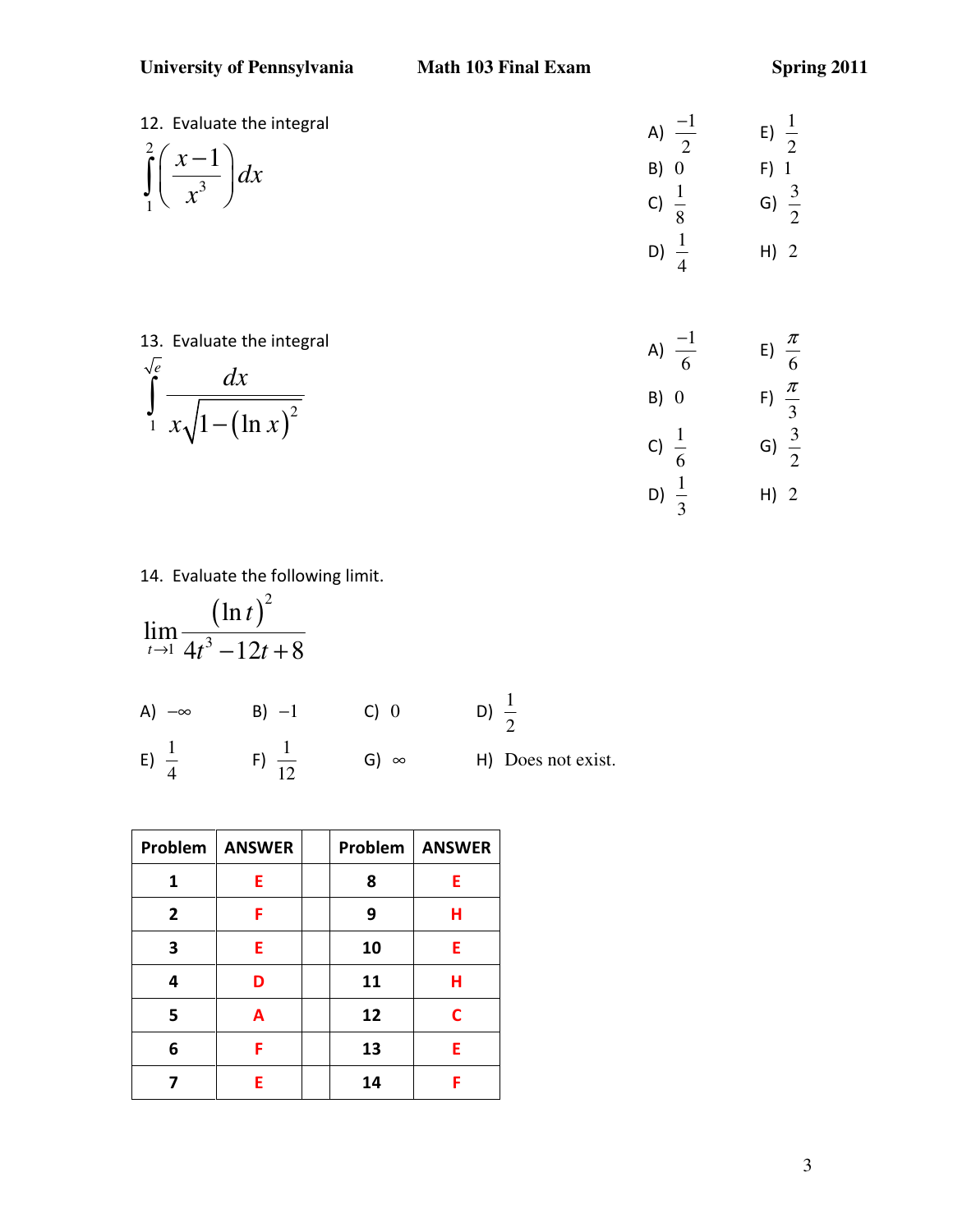12. Evaluate the integral

$$\int_1^2 \left(\frac{x-1}{x^3}\right) dx$$

A) $\frac{-1}{2}$  
B) $0$  
C) $\frac{1}{8}$  
D) $\frac{1}{4}$  
E) $\frac{1}{2}$  
F) $1$  
G) $\frac{3}{2}$  
H) $2$

13. Evaluate the integral

$$\int_1^{\sqrt{e}} \frac{dx}{x\sqrt{1-(\ln x)^2}}$$

A) $\frac{-1}{6}$  
B) $0$  
C) $\frac{1}{6}$  
D) $\frac{1}{3}$  
E) $\frac{\pi}{6}$  
F) $\frac{\pi}{3}$  
G) $\frac{3}{2}$  
H) $2$

14. Evaluate the following limit.

$$\lim_{t \to 1} \frac{(\ln t)^2}{4t^3 - 12t + 8}$$

A) $-\infty$  
B) $-1$  
C) $0$  
D) $\frac{1}{2}$  
E) $\frac{1}{4}$  
F) $\frac{1}{12}$  
G) $\infty$  
H) Does not exist.

| Problem | ANSWER | | Problem | ANSWER |
|---|---|---|---|---|
| 1 | E | | 8 | E |
| 2 | F | | 9 | H |
| 3 | E | | 10 | E |
| 4 | D | | 11 | H |
| 5 | A | | 12 | C |
| 6 | F | | 13 | E |
| 7 | E | | 14 | F |